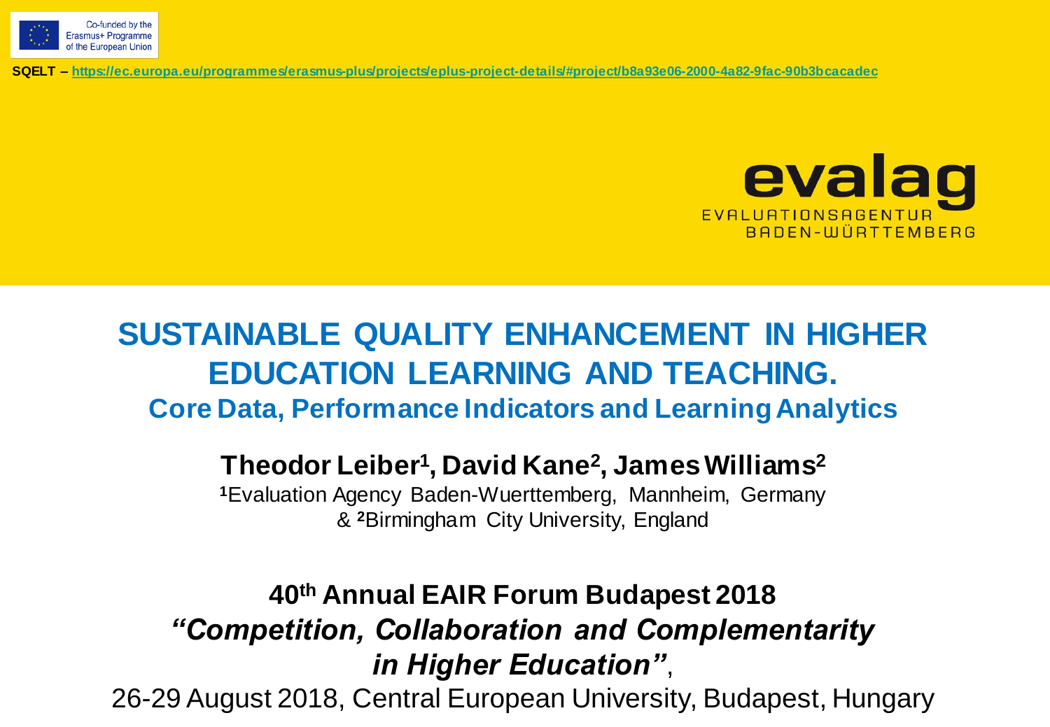Co-funded by the Erasmus+ Programme of the European Union

**SQELT – https://ec.europa.eu/programmes/erasmus-plus/projects/eplus-project-details/#project/b8a93e06-2000-4a82-9fac-90b3bcacadec**

evalag
EVALUATIONSAGENTUR
BADEN-WÜRTTEMBERG

# SUSTAINABLE QUALITY ENHANCEMENT IN HIGHER EDUCATION LEARNING AND TEACHING.

## Core Data, Performance Indicators and Learning Analytics

**Theodor Leiber[1], David Kane[2], James Williams[2]**

[1]Evaluation Agency Baden-Wuerttemberg, Mannheim, Germany
& [2]Birmingham City University, England

**40th Annual EAIR Forum Budapest 2018**
***"Competition, Collaboration and Complementarity in Higher Education"***,
26-29 August 2018, Central European University, Budapest, Hungary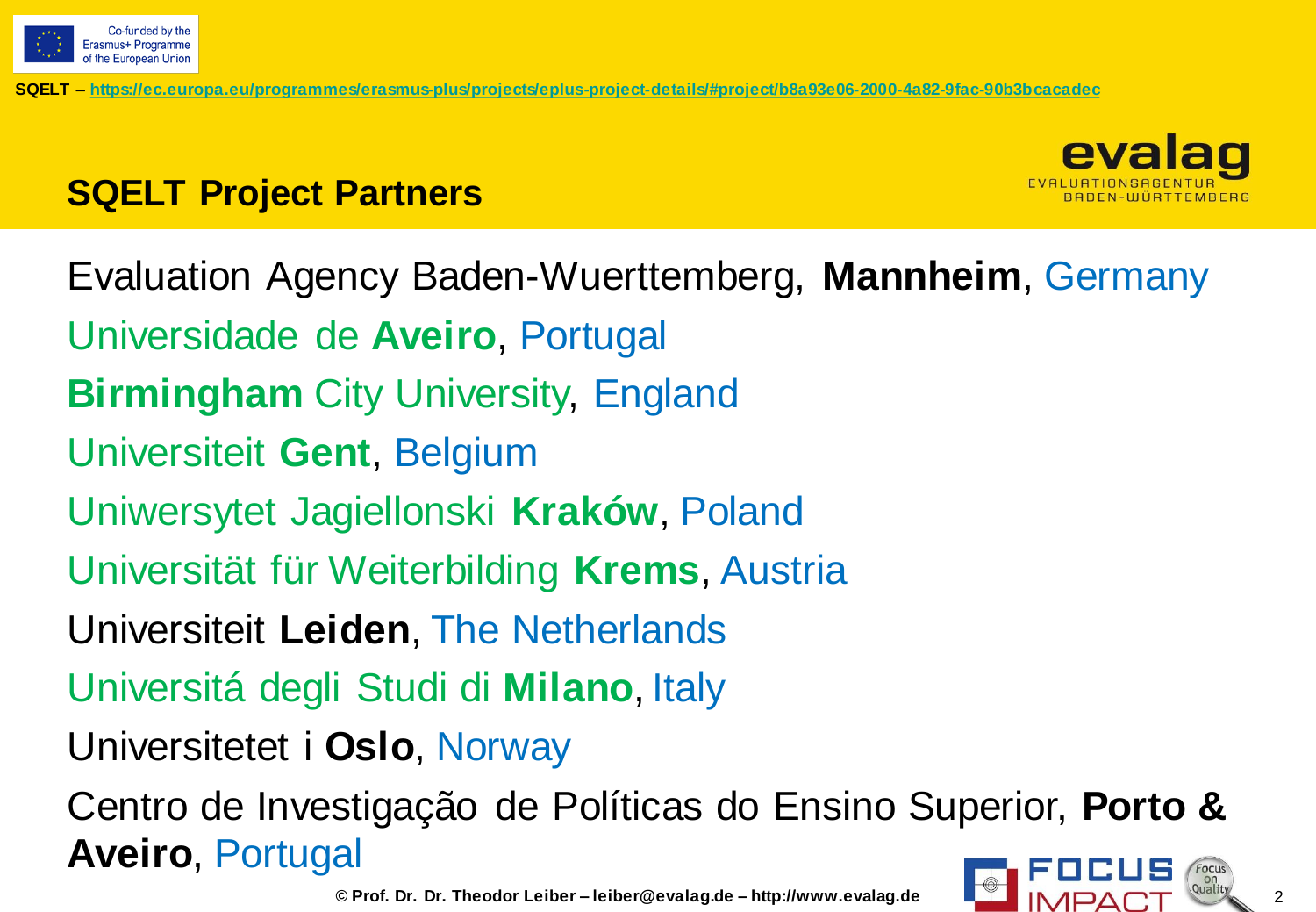SQELT – https://ec.europa.eu/programmes/erasmus-plus/projects/eplus-project-details/#project/b8a93e06-2000-4a82-9fac-90b3bcacadec

## SQELT Project Partners

Evaluation Agency Baden-Wuerttemberg, **Mannheim**, Germany

Universidade de **Aveiro**, Portugal

**Birmingham** City University, England

Universiteit **Gent**, Belgium

Uniwersytet Jagiellonski **Kraków**, Poland

Universität für Weiterbilding **Krems**, Austria

Universiteit **Leiden**, The Netherlands

Universitá degli Studi di **Milano**, Italy

Universitetet i **Oslo**, Norway

Centro de Investigação de Políticas do Ensino Superior, **Porto & Aveiro**, Portugal

© Prof. Dr. Dr. Theodor Leiber – leiber@evalag.de – http://www.evalag.de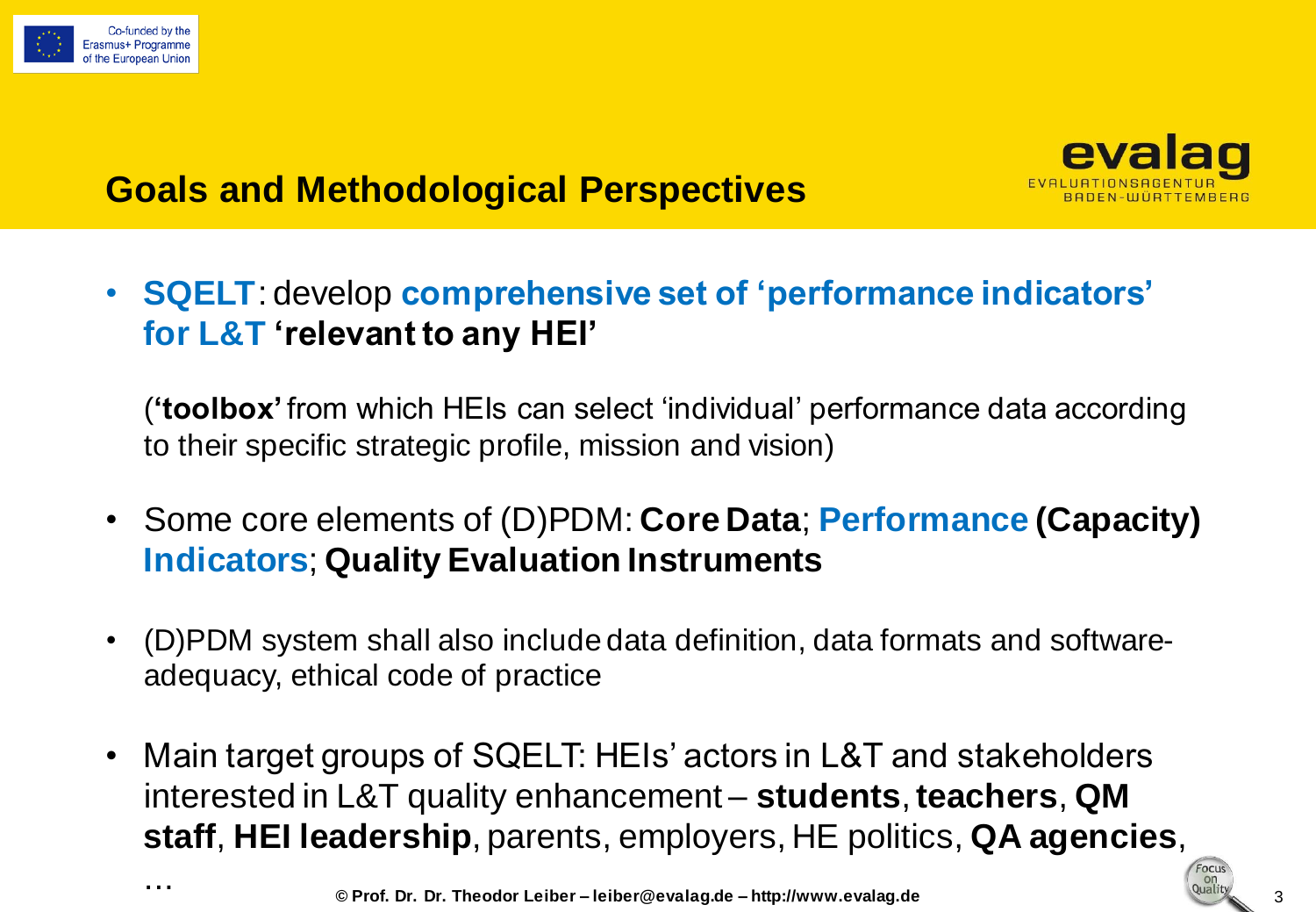## Goals and Methodological Perspectives

- **SQELT**: develop **comprehensive set of 'performance indicators' for L&T** **'relevant to any HEI'**

  (**'toolbox'** from which HEIs can select 'individual' performance data according to their specific strategic profile, mission and vision)

- Some core elements of (D)PDM: **Core Data**; **Performance (Capacity) Indicators**; **Quality Evaluation Instruments**

- (D)PDM system shall also include data definition, data formats and software-adequacy, ethical code of practice

- Main target groups of SQELT: HEIs' actors in L&T and stakeholders interested in L&T quality enhancement – **students**, **teachers**, **QM staff**, **HEI leadership**, parents, employers, HE politics, **QA agencies**, …

© Prof. Dr. Dr. Theodor Leiber – leiber@evalag.de – http://www.evalag.de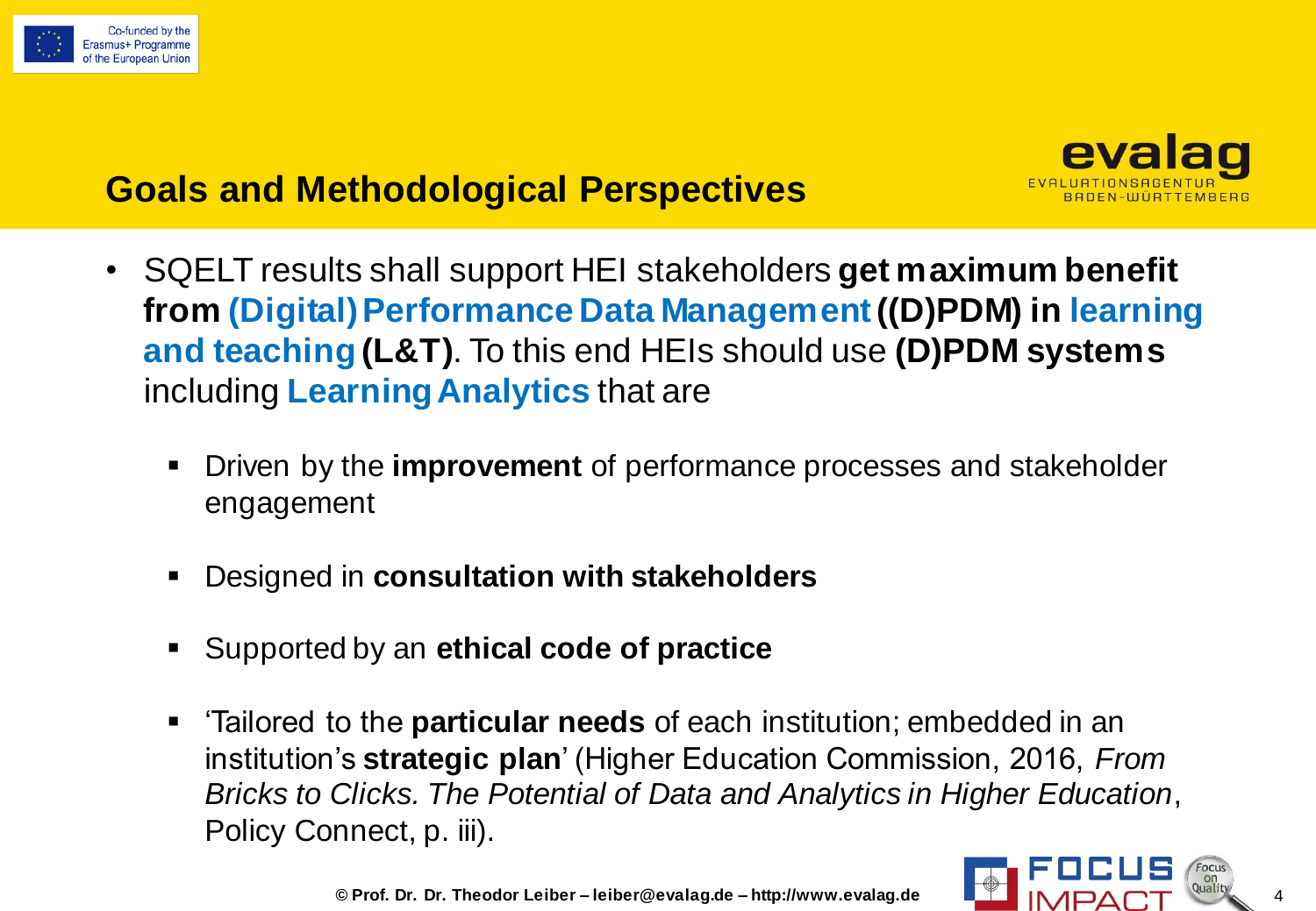## Goals and Methodological Perspectives

- SQELT results shall support HEI stakeholders **get maximum benefit from (Digital) Performance Data Management ((D)PDM) in learning and teaching (L&T)**. To this end HEIs should use **(D)PDM systems** including **Learning Analytics** that are
  - Driven by the **improvement** of performance processes and stakeholder engagement
  - Designed in **consultation with stakeholders**
  - Supported by an **ethical code of practice**
  - 'Tailored to the **particular needs** of each institution; embedded in an institution's **strategic plan**' (Higher Education Commission, 2016, *From Bricks to Clicks. The Potential of Data and Analytics in Higher Education*, Policy Connect, p. iii).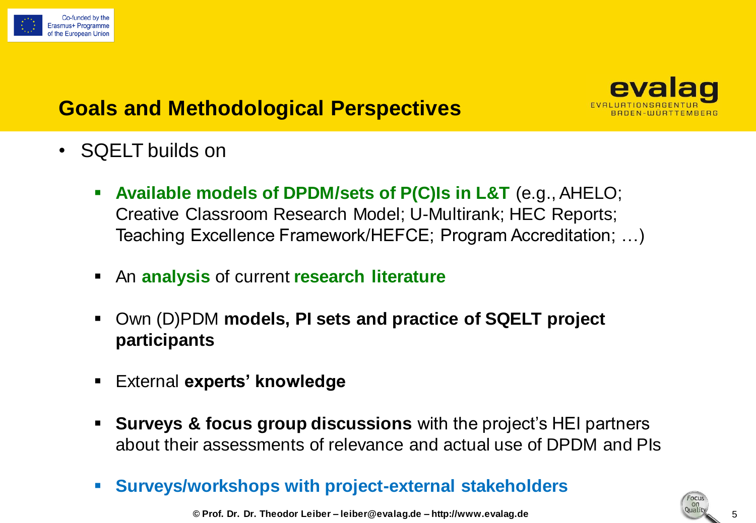# Goals and Methodological Perspectives

- SQELT builds on

  - **Available models of DPDM/sets of P(C)Is in L&T** (e.g., AHELO; Creative Classroom Research Model; U-Multirank; HEC Reports; Teaching Excellence Framework/HEFCE; Program Accreditation; …)

  - An **analysis** of current **research literature**

  - Own (D)PDM **models, PI sets and practice of SQELT project participants**

  - External **experts' knowledge**

  - **Surveys & focus group discussions** with the project's HEI partners about their assessments of relevance and actual use of DPDM and PIs

  - **Surveys/workshops with project-external stakeholders**

© Prof. Dr. Dr. Theodor Leiber – leiber@evalag.de – http://www.evalag.de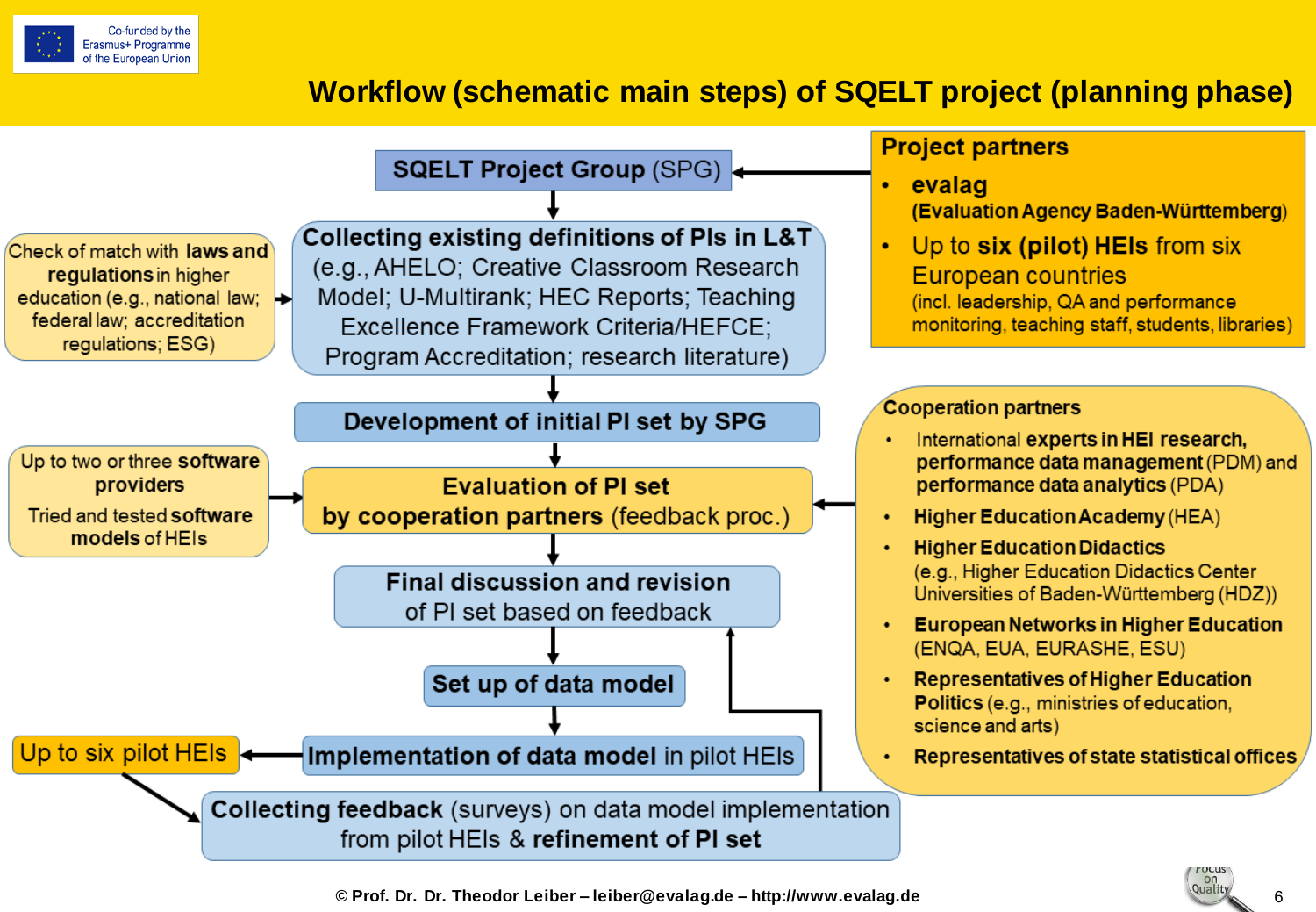Co-funded by the Erasmus+ Programme of the European Union

# Workflow (schematic main steps) of SQELT project (planning phase)

**Project partners**

- **evalag** **(Evaluation Agency Baden-Württemberg)**
- Up to **six (pilot) HEIs** from six European countries (incl. leadership, QA and performance monitoring, teaching staff, students, libraries)

**SQELT Project Group** (SPG)

**Collecting existing definitions of PIs in L&T** (e.g., AHELO; Creative Classroom Research Model; U-Multirank; HEC Reports; Teaching Excellence Framework Criteria/HEFCE; Program Accreditation; research literature)

Check of match with **laws and regulations** in higher education (e.g., national law; federal law; accreditation regulations; ESG)

**Development of initial PI set by SPG**

**Evaluation of PI set by cooperation partners** (feedback proc.)

Up to two or three **software providers**

Tried and tested **software models** of HEIs

**Cooperation partners**

- International **experts in HEI research, performance data management** (PDM) and **performance data analytics** (PDA)
- **Higher Education Academy** (HEA)
- **Higher Education Didactics** (e.g., Higher Education Didactics Center Universities of Baden-Württemberg (HDZ))
- **European Networks in Higher Education** (ENQA, EUA, EURASHE, ESU)
- **Representatives of Higher Education Politics** (e.g., ministries of education, science and arts)
- **Representatives of state statistical offices**

**Final discussion and revision** of PI set based on feedback

**Set up of data model**

**Implementation of data model** in pilot HEIs

Up to six pilot HEIs

**Collecting feedback** (surveys) on data model implementation from pilot HEIs & **refinement of PI set**

© Prof. Dr. Dr. Theodor Leiber – leiber@evalag.de – http://www.evalag.de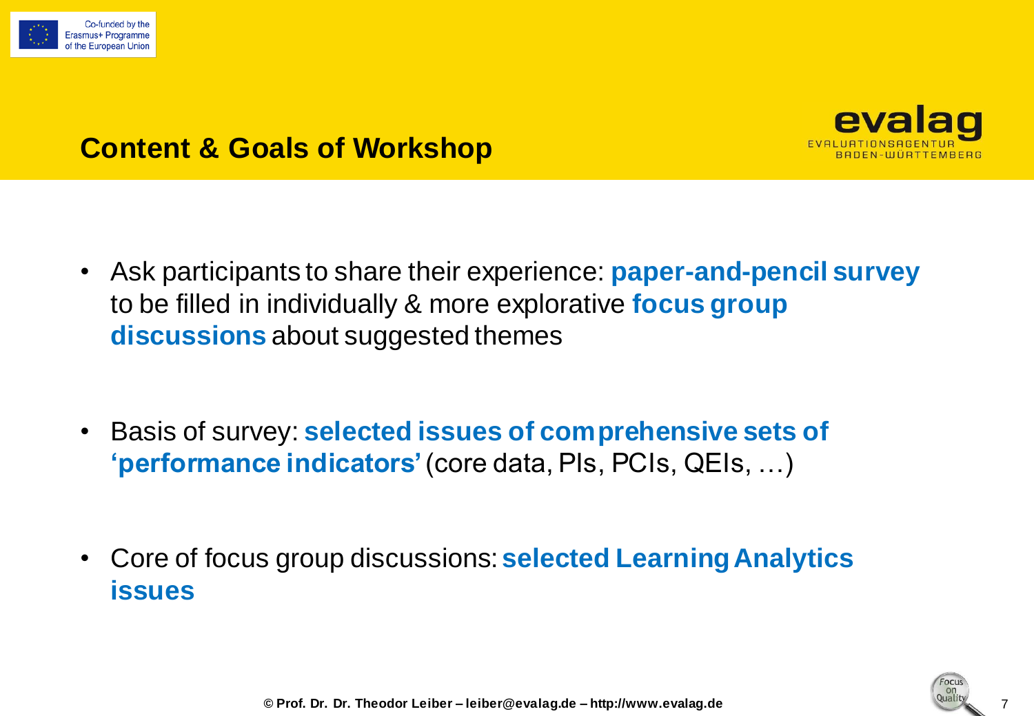## Content & Goals of Workshop

- Ask participants to share their experience: **paper-and-pencil survey** to be filled in individually & more explorative **focus group discussions** about suggested themes

- Basis of survey: **selected issues of comprehensive sets of 'performance indicators'** (core data, PIs, PCIs, QEIs, …)

- Core of focus group discussions: **selected Learning Analytics issues**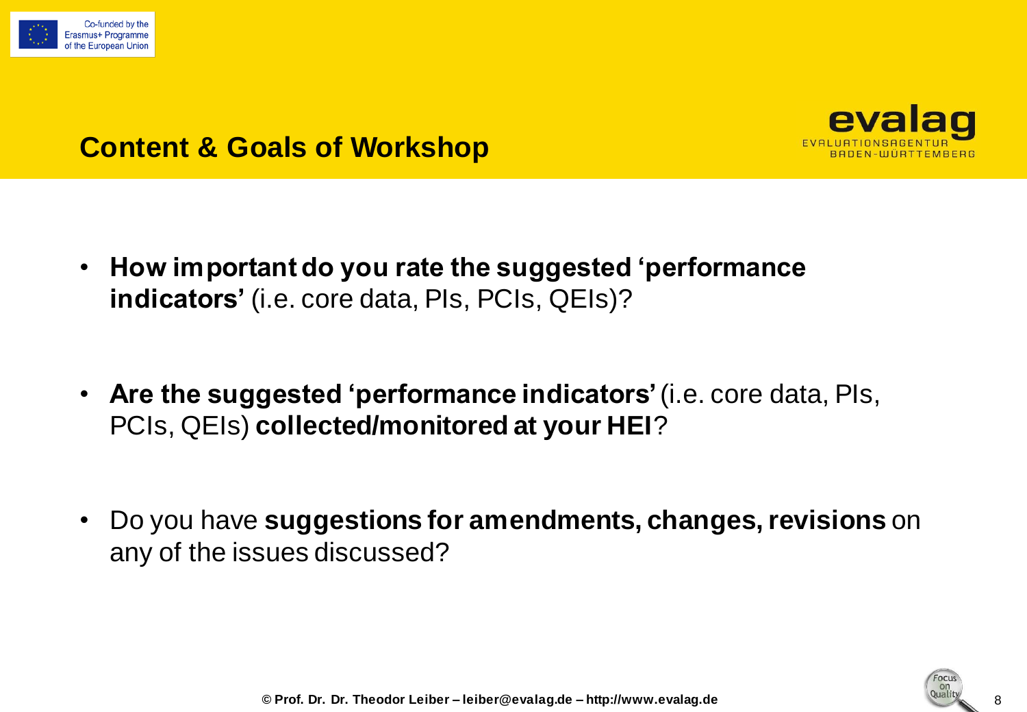## Content & Goals of Workshop

- **How important do you rate the suggested 'performance indicators'** (i.e. core data, PIs, PCIs, QEIs)?
- **Are the suggested 'performance indicators'** (i.e. core data, PIs, PCIs, QEIs) **collected/monitored at your HEI**?
- Do you have **suggestions for amendments, changes, revisions** on any of the issues discussed?

© Prof. Dr. Dr. Theodor Leiber – leiber@evalag.de – http://www.evalag.de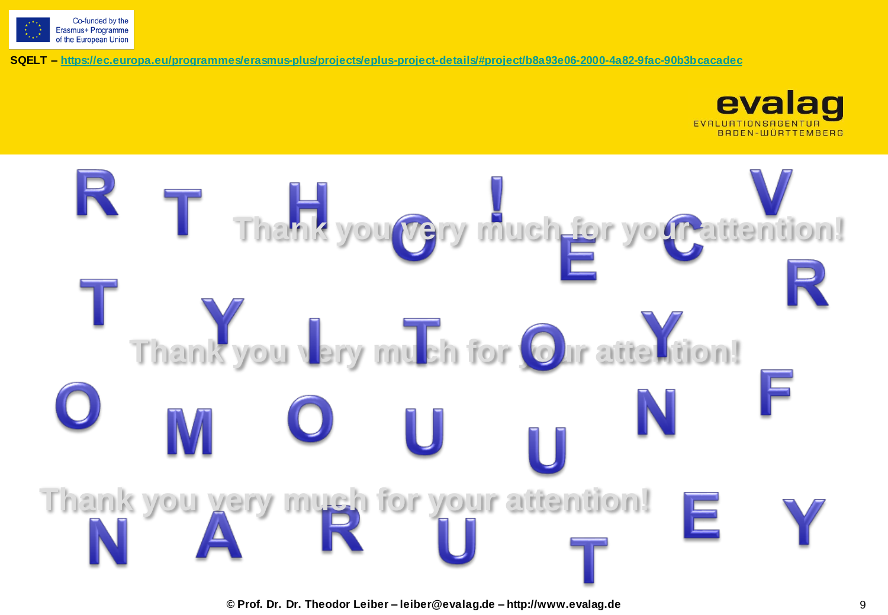SQELT – https://ec.europa.eu/programmes/erasmus-plus/projects/eplus-project-details/#project/b8a93e06-2000-4a82-9fac-90b3bcacadec

Thank you very much for your attention!

Thank you very much for your attention!

Thank you very much for your attention!

© Prof. Dr. Dr. Theodor Leiber – leiber@evalag.de – http://www.evalag.de